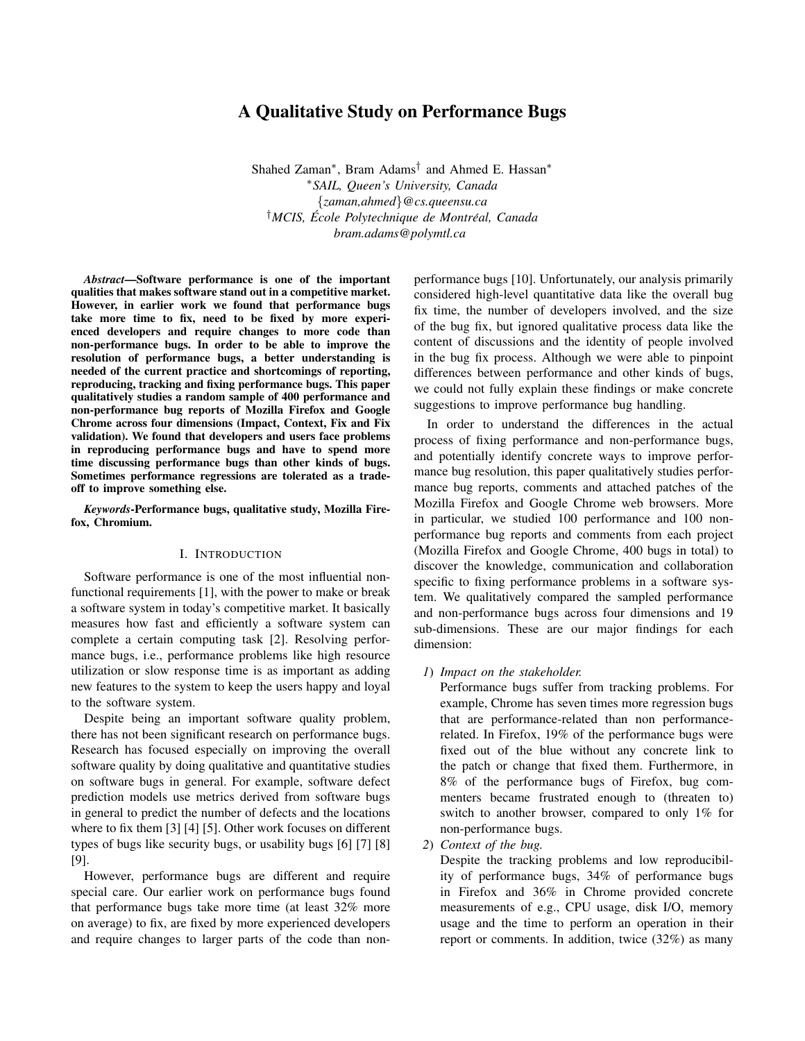# A Qualitative Study on Performance Bugs

Shahed Zaman*, Bram Adams† and Ahmed E. Hassan*

*SAIL, Queen's University, Canada

{zaman,ahmed}@cs.queensu.ca

†MCIS, École Polytechnique de Montréal, Canada

bram.adams@polymtl.ca

***Abstract*—Software performance is one of the important qualities that makes software stand out in a competitive market. However, in earlier work we found that performance bugs take more time to fix, need to be fixed by more experienced developers and require changes to more code than non-performance bugs. In order to be able to improve the resolution of performance bugs, a better understanding is needed of the current practice and shortcomings of reporting, reproducing, tracking and fixing performance bugs. This paper qualitatively studies a random sample of 400 performance and non-performance bug reports of Mozilla Firefox and Google Chrome across four dimensions (Impact, Context, Fix and Fix validation). We found that developers and users face problems in reproducing performance bugs and have to spend more time discussing performance bugs than other kinds of bugs. Sometimes performance regressions are tolerated as a trade-off to improve something else.**

***Keywords*-Performance bugs, qualitative study, Mozilla Firefox, Chromium.**

## I. Introduction

Software performance is one of the most influential non-functional requirements [1], with the power to make or break a software system in today's competitive market. It basically measures how fast and efficiently a software system can complete a certain computing task [2]. Resolving performance bugs, i.e., performance problems like high resource utilization or slow response time is as important as adding new features to the system to keep the users happy and loyal to the software system.

Despite being an important software quality problem, there has not been significant research on performance bugs. Research has focused especially on improving the overall software quality by doing qualitative and quantitative studies on software bugs in general. For example, software defect prediction models use metrics derived from software bugs in general to predict the number of defects and the locations where to fix them [3] [4] [5]. Other work focuses on different types of bugs like security bugs, or usability bugs [6] [7] [8] [9].

However, performance bugs are different and require special care. Our earlier work on performance bugs found that performance bugs take more time (at least 32% more on average) to fix, are fixed by more experienced developers and require changes to larger parts of the code than non-performance bugs [10]. Unfortunately, our analysis primarily considered high-level quantitative data like the overall bug fix time, the number of developers involved, and the size of the bug fix, but ignored qualitative process data like the content of discussions and the identity of people involved in the bug fix process. Although we were able to pinpoint differences between performance and other kinds of bugs, we could not fully explain these findings or make concrete suggestions to improve performance bug handling.

In order to understand the differences in the actual process of fixing performance and non-performance bugs, and potentially identify concrete ways to improve performance bug resolution, this paper qualitatively studies performance bug reports, comments and attached patches of the Mozilla Firefox and Google Chrome web browsers. More in particular, we studied 100 performance and 100 non-performance bug reports and comments from each project (Mozilla Firefox and Google Chrome, 400 bugs in total) to discover the knowledge, communication and collaboration specific to fixing performance problems in a software system. We qualitatively compared the sampled performance and non-performance bugs across four dimensions and 19 sub-dimensions. These are our major findings for each dimension:

1) *Impact on the stakeholder.*
   Performance bugs suffer from tracking problems. For example, Chrome has seven times more regression bugs that are performance-related than non performance-related. In Firefox, 19% of the performance bugs were fixed out of the blue without any concrete link to the patch or change that fixed them. Furthermore, in 8% of the performance bugs of Firefox, bug commenters became frustrated enough to (threaten to) switch to another browser, compared to only 1% for non-performance bugs.
2) *Context of the bug.*
   Despite the tracking problems and low reproducibility of performance bugs, 34% of performance bugs in Firefox and 36% in Chrome provided concrete measurements of e.g., CPU usage, disk I/O, memory usage and the time to perform an operation in their report or comments. In addition, twice (32%) as many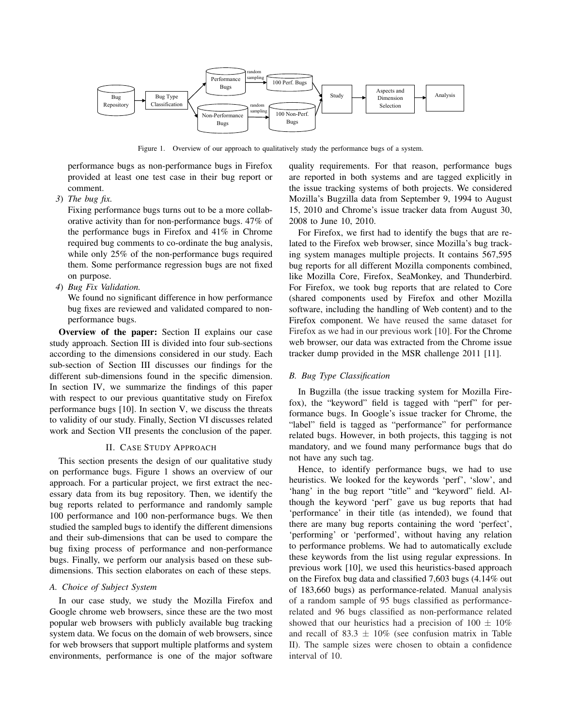Figure 1. Overview of our approach to qualitatively study the performance bugs of a system.

performance bugs as non-performance bugs in Firefox provided at least one test case in their bug report or comment.

*3) The bug fix.*
Fixing performance bugs turns out to be a more collaborative activity than for non-performance bugs. 47% of the performance bugs in Firefox and 41% in Chrome required bug comments to co-ordinate the bug analysis, while only 25% of the non-performance bugs required them. Some performance regression bugs are not fixed on purpose.

*4) Bug Fix Validation.*
We found no significant difference in how performance bug fixes are reviewed and validated compared to non-performance bugs.

**Overview of the paper:** Section II explains our case study approach. Section III is divided into four sub-sections according to the dimensions considered in our study. Each sub-section of Section III discusses our findings for the different sub-dimensions found in the specific dimension. In section IV, we summarize the findings of this paper with respect to our previous quantitative study on Firefox performance bugs [10]. In section V, we discuss the threats to validity of our study. Finally, Section VI discusses related work and Section VII presents the conclusion of the paper.

## II. Case Study Approach

This section presents the design of our qualitative study on performance bugs. Figure 1 shows an overview of our approach. For a particular project, we first extract the necessary data from its bug repository. Then, we identify the bug reports related to performance and randomly sample 100 performance and 100 non-performance bugs. We then studied the sampled bugs to identify the different dimensions and their sub-dimensions that can be used to compare the bug fixing process of performance and non-performance bugs. Finally, we perform our analysis based on these sub-dimensions. This section elaborates on each of these steps.

### A. Choice of Subject System

In our case study, we study the Mozilla Firefox and Google chrome web browsers, since these are the two most popular web browsers with publicly available bug tracking system data. We focus on the domain of web browsers, since for web browsers that support multiple platforms and system environments, performance is one of the major software quality requirements. For that reason, performance bugs are reported in both systems and are tagged explicitly in the issue tracking systems of both projects. We considered Mozilla's Bugzilla data from September 9, 1994 to August 15, 2010 and Chrome's issue tracker data from August 30, 2008 to June 10, 2010.

For Firefox, we first had to identify the bugs that are related to the Firefox web browser, since Mozilla's bug tracking system manages multiple projects. It contains 567,595 bug reports for all different Mozilla components combined, like Mozilla Core, Firefox, SeaMonkey, and Thunderbird. For Firefox, we took bug reports that are related to Core (shared components used by Firefox and other Mozilla software, including the handling of Web content) and to the Firefox component. We have reused the same dataset for Firefox as we had in our previous work [10]. For the Chrome web browser, our data was extracted from the Chrome issue tracker dump provided in the MSR challenge 2011 [11].

### B. Bug Type Classification

In Bugzilla (the issue tracking system for Mozilla Firefox), the "keyword" field is tagged with "perf" for performance bugs. In Google's issue tracker for Chrome, the "label" field is tagged as "performance" for performance related bugs. However, in both projects, this tagging is not mandatory, and we found many performance bugs that do not have any such tag.

Hence, to identify performance bugs, we had to use heuristics. We looked for the keywords 'perf', 'slow', and 'hang' in the bug report "title" and "keyword" field. Although the keyword 'perf' gave us bug reports that had 'performance' in their title (as intended), we found that there are many bug reports containing the word 'perfect', 'performing' or 'performed', without having any relation to performance problems. We had to automatically exclude these keywords from the list using regular expressions. In previous work [10], we used this heuristics-based approach on the Firefox bug data and classified 7,603 bugs (4.14% out of 183,660 bugs) as performance-related. Manual analysis of a random sample of 95 bugs classified as performance-related and 96 bugs classified as non-performance related showed that our heuristics had a precision of $100 \pm 10\%$ and recall of $83.3 \pm 10\%$ (see confusion matrix in Table II). The sample sizes were chosen to obtain a confidence interval of 10.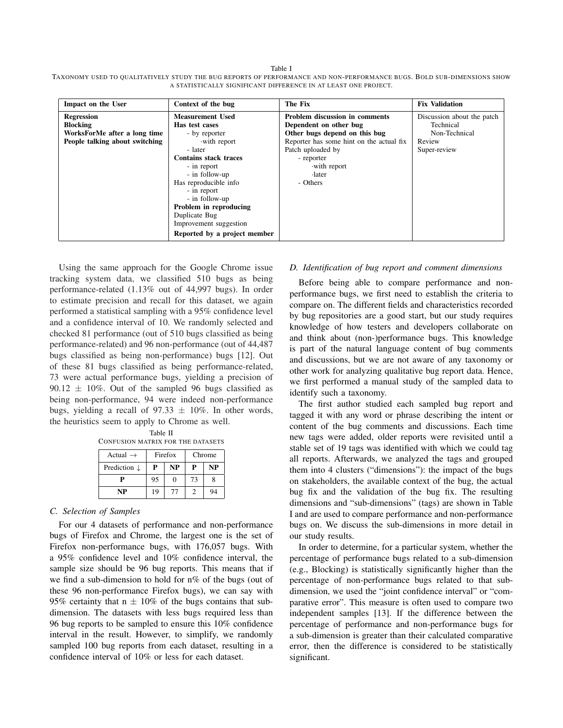Table I
TAXONOMY USED TO QUALITATIVELY STUDY THE BUG REPORTS OF PERFORMANCE AND NON-PERFORMANCE BUGS. BOLD SUB-DIMENSIONS SHOW A STATISTICALLY SIGNIFICANT DIFFERENCE IN AT LEAST ONE PROJECT.

| Impact on the User | Context of the bug | The Fix | Fix Validation |
|---|---|---|---|
| **Regression**<br>**Blocking**<br>**WorksForMe after a long time**<br>**People talking about switching** | **Measurement Used**<br>**Has test cases**<br>- by reporter<br>·with report<br>- later<br>**Contains stack traces**<br>- in report<br>- in follow-up<br>Has reproducible info<br>- in report<br>- in follow-up<br>**Problem in reproducing**<br>Duplicate Bug<br>Improvement suggestion<br>**Reported by a project member** | **Problem discussion in comments**<br>**Dependent on other bug**<br>**Other bugs depend on this bug**<br>Reporter has some hint on the actual fix<br>Patch uploaded by<br>- reporter<br>·with report<br>·later<br>- Others | Discussion about the patch<br>Technical<br>Non-Technical<br>Review<br>Super-review |

Using the same approach for the Google Chrome issue tracking system data, we classified 510 bugs as being performance-related (1.13% out of 44,997 bugs). In order to estimate precision and recall for this dataset, we again performed a statistical sampling with a 95% confidence level and a confidence interval of 10. We randomly selected and checked 81 performance (out of 510 bugs classified as being performance-related) and 96 non-performance (out of 44,487 bugs classified as being non-performance) bugs [12]. Out of these 81 bugs classified as being performance-related, 73 were actual performance bugs, yielding a precision of 90.12 $\pm$ 10%. Out of the sampled 96 bugs classified as being non-performance, 94 were indeed non-performance bugs, yielding a recall of 97.33 $\pm$ 10%. In other words, the heuristics seem to apply to Chrome as well.

Table II
CONFUSION MATRIX FOR THE DATASETS

| Actual → | Firefox | | Chrome | |
|---|---|---|---|---|
| Prediction ↓ | **P** | **NP** | **P** | **NP** |
| **P** | 95 | 0 | 73 | 8 |
| **NP** | 19 | 77 | 2 | 94 |

### C. Selection of Samples

For our 4 datasets of performance and non-performance bugs of Firefox and Chrome, the largest one is the set of Firefox non-performance bugs, with 176,057 bugs. With a 95% confidence level and 10% confidence interval, the sample size should be 96 bug reports. This means that if we find a sub-dimension to hold for n% of the bugs (out of these 96 non-performance Firefox bugs), we can say with 95% certainty that n $\pm$ 10% of the bugs contains that sub-dimension. The datasets with less bugs required less than 96 bug reports to be sampled to ensure this 10% confidence interval in the result. However, to simplify, we randomly sampled 100 bug reports from each dataset, resulting in a confidence interval of 10% or less for each dataset.

### D. Identification of bug report and comment dimensions

Before being able to compare performance and non-performance bugs, we first need to establish the criteria to compare on. The different fields and characteristics recorded by bug repositories are a good start, but our study requires knowledge of how testers and developers collaborate on and think about (non-)performance bugs. This knowledge is part of the natural language content of bug comments and discussions, but we are not aware of any taxonomy or other work for analyzing qualitative bug report data. Hence, we first performed a manual study of the sampled data to identify such a taxonomy.

The first author studied each sampled bug report and tagged it with any word or phrase describing the intent or content of the bug comments and discussions. Each time new tags were added, older reports were revisited until a stable set of 19 tags was identified with which we could tag all reports. Afterwards, we analyzed the tags and grouped them into 4 clusters ("dimensions"): the impact of the bugs on stakeholders, the available context of the bug, the actual bug fix and the validation of the bug fix. The resulting dimensions and "sub-dimensions" (tags) are shown in Table I and are used to compare performance and non-performance bugs on. We discuss the sub-dimensions in more detail in our study results.

In order to determine, for a particular system, whether the percentage of performance bugs related to a sub-dimension (e.g., Blocking) is statistically significantly higher than the percentage of non-performance bugs related to that sub-dimension, we used the "joint confidence interval" or "comparative error". This measure is often used to compare two independent samples [13]. If the difference between the percentage of performance and non-performance bugs for a sub-dimension is greater than their calculated comparative error, then the difference is considered to be statistically significant.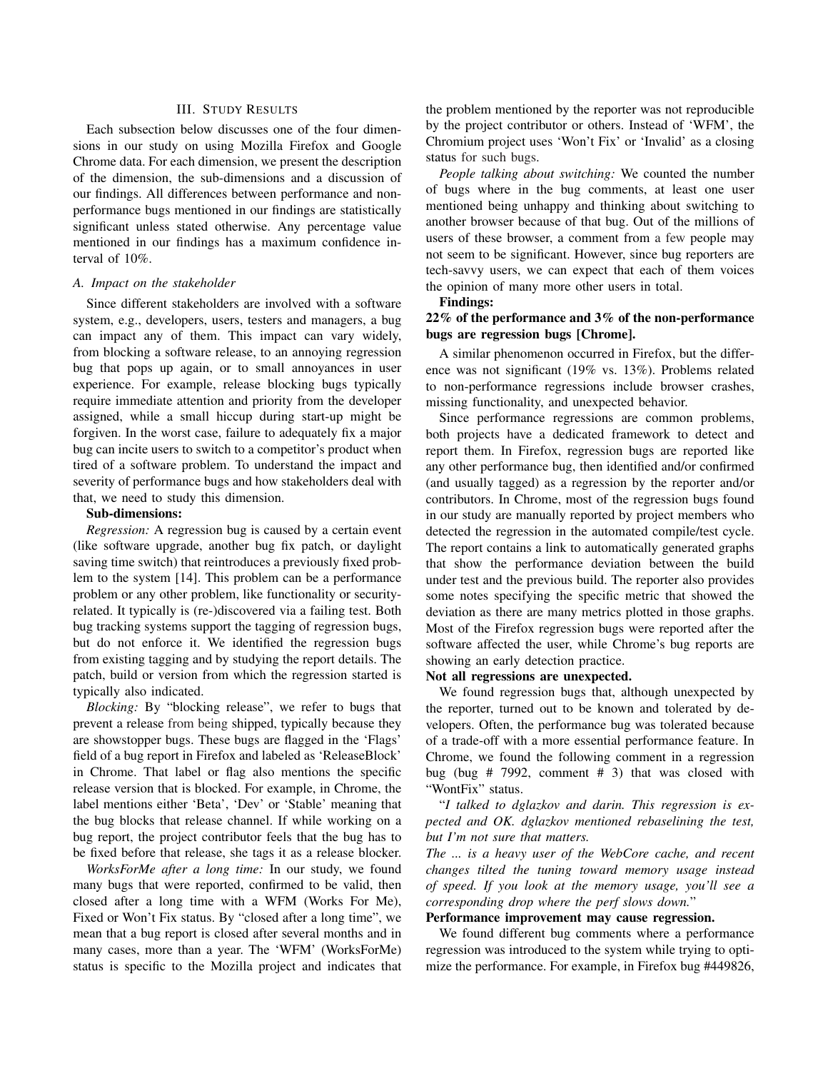## III. Study Results

Each subsection below discusses one of the four dimensions in our study on using Mozilla Firefox and Google Chrome data. For each dimension, we present the description of the dimension, the sub-dimensions and a discussion of our findings. All differences between performance and non-performance bugs mentioned in our findings are statistically significant unless stated otherwise. Any percentage value mentioned in our findings has a maximum confidence interval of 10%.

### A. Impact on the stakeholder

Since different stakeholders are involved with a software system, e.g., developers, users, testers and managers, a bug can impact any of them. This impact can vary widely, from blocking a software release, to an annoying regression bug that pops up again, or to small annoyances in user experience. For example, release blocking bugs typically require immediate attention and priority from the developer assigned, while a small hiccup during start-up might be forgiven. In the worst case, failure to adequately fix a major bug can incite users to switch to a competitor's product when tired of a software problem. To understand the impact and severity of performance bugs and how stakeholders deal with that, we need to study this dimension.

**Sub-dimensions:**

*Regression:* A regression bug is caused by a certain event (like software upgrade, another bug fix patch, or daylight saving time switch) that reintroduces a previously fixed problem to the system [14]. This problem can be a performance problem or any other problem, like functionality or security-related. It typically is (re-)discovered via a failing test. Both bug tracking systems support the tagging of regression bugs, but do not enforce it. We identified the regression bugs from existing tagging and by studying the report details. The patch, build or version from which the regression started is typically also indicated.

*Blocking:* By "blocking release", we refer to bugs that prevent a release from being shipped, typically because they are showstopper bugs. These bugs are flagged in the 'Flags' field of a bug report in Firefox and labeled as 'ReleaseBlock' in Chrome. That label or flag also mentions the specific release version that is blocked. For example, in Chrome, the label mentions either 'Beta', 'Dev' or 'Stable' meaning that the bug blocks that release channel. If while working on a bug report, the project contributor feels that the bug has to be fixed before that release, she tags it as a release blocker.

*WorksForMe after a long time:* In our study, we found many bugs that were reported, confirmed to be valid, then closed after a long time with a WFM (Works For Me), Fixed or Won't Fix status. By "closed after a long time", we mean that a bug report is closed after several months and in many cases, more than a year. The 'WFM' (WorksForMe) status is specific to the Mozilla project and indicates that the problem mentioned by the reporter was not reproducible by the project contributor or others. Instead of 'WFM', the Chromium project uses 'Won't Fix' or 'Invalid' as a closing status for such bugs.

*People talking about switching:* We counted the number of bugs where in the bug comments, at least one user mentioned being unhappy and thinking about switching to another browser because of that bug. Out of the millions of users of these browser, a comment from a few people may not seem to be significant. However, since bug reporters are tech-savvy users, we can expect that each of them voices the opinion of many more other users in total.

**Findings:**

**22% of the performance and 3% of the non-performance bugs are regression bugs [Chrome].**

A similar phenomenon occurred in Firefox, but the difference was not significant (19% vs. 13%). Problems related to non-performance regressions include browser crashes, missing functionality, and unexpected behavior.

Since performance regressions are common problems, both projects have a dedicated framework to detect and report them. In Firefox, regression bugs are reported like any other performance bug, then identified and/or confirmed (and usually tagged) as a regression by the reporter and/or contributors. In Chrome, most of the regression bugs found in our study are manually reported by project members who detected the regression in the automated compile/test cycle. The report contains a link to automatically generated graphs that show the performance deviation between the build under test and the previous build. The reporter also provides some notes specifying the specific metric that showed the deviation as there are many metrics plotted in those graphs. Most of the Firefox regression bugs were reported after the software affected the user, while Chrome's bug reports are showing an early detection practice.

**Not all regressions are unexpected.**

We found regression bugs that, although unexpected by the reporter, turned out to be known and tolerated by developers. Often, the performance bug was tolerated because of a trade-off with a more essential performance feature. In Chrome, we found the following comment in a regression bug (bug # 7992, comment # 3) that was closed with "WontFix" status.

"*I talked to dglazkov and darin. This regression is expected and OK. dglazkov mentioned rebaselining the test, but I'm not sure that matters.*
*The ... is a heavy user of the WebCore cache, and recent changes tilted the tuning toward memory usage instead of speed. If you look at the memory usage, you'll see a corresponding drop where the perf slows down.*"

**Performance improvement may cause regression.**

We found different bug comments where a performance regression was introduced to the system while trying to optimize the performance. For example, in Firefox bug #449826,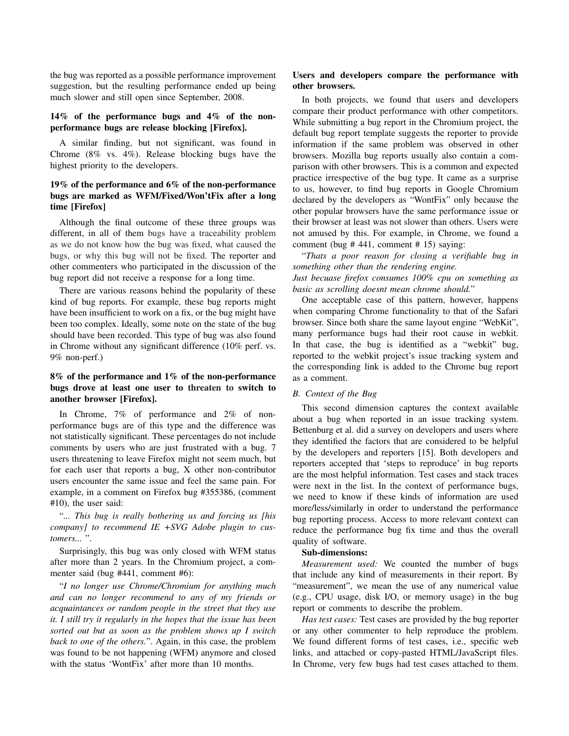the bug was reported as a possible performance improvement suggestion, but the resulting performance ended up being much slower and still open since September, 2008.

**14% of the performance bugs and 4% of the non-performance bugs are release blocking [Firefox].**

A similar finding, but not significant, was found in Chrome (8% vs. 4%). Release blocking bugs have the highest priority to the developers.

**19% of the performance and 6% of the non-performance bugs are marked as WFM/Fixed/Won'tFix after a long time [Firefox]**

Although the final outcome of these three groups was different, in all of them bugs have a traceability problem as we do not know how the bug was fixed, what caused the bugs, or why this bug will not be fixed. The reporter and other commenters who participated in the discussion of the bug report did not receive a response for a long time.

There are various reasons behind the popularity of these kind of bug reports. For example, these bug reports might have been insufficient to work on a fix, or the bug might have been too complex. Ideally, some note on the state of the bug should have been recorded. This type of bug was also found in Chrome without any significant difference (10% perf. vs. 9% non-perf.)

**8% of the performance and 1% of the non-performance bugs drove at least one user to threaten to switch to another browser [Firefox].**

In Chrome, 7% of performance and 2% of non-performance bugs are of this type and the difference was not statistically significant. These percentages do not include comments by users who are just frustrated with a bug. 7 users threatening to leave Firefox might not seem much, but for each user that reports a bug, X other non-contributor users encounter the same issue and feel the same pain. For example, in a comment on Firefox bug #355386, (comment #10), the user said:

"*... This bug is really bothering us and forcing us [his company] to recommend IE +SVG Adobe plugin to customers...* ".

Surprisingly, this bug was only closed with WFM status after more than 2 years. In the Chromium project, a commenter said (bug #441, comment #6):

"*I no longer use Chrome/Chromium for anything much and can no longer recommend to any of my friends or acquaintances or random people in the street that they use it. I still try it regularly in the hopes that the issue has been sorted out but as soon as the problem shows up I switch back to one of the others.*". Again, in this case, the problem was found to be not happening (WFM) anymore and closed with the status 'WontFix' after more than 10 months.

**Users and developers compare the performance with other browsers.**

In both projects, we found that users and developers compare their product performance with other competitors. While submitting a bug report in the Chromium project, the default bug report template suggests the reporter to provide information if the same problem was observed in other browsers. Mozilla bug reports usually also contain a comparison with other browsers. This is a common and expected practice irrespective of the bug type. It came as a surprise to us, however, to find bug reports in Google Chromium declared by the developers as "WontFix" only because the other popular browsers have the same performance issue or their browser at least was not slower than others. Users were not amused by this. For example, in Chrome, we found a comment (bug # 441, comment # 15) saying:

"*Thats a poor reason for closing a verifiable bug in something other than the rendering engine.*
*Just becuase firefox consumes 100% cpu on something as basic as scrolling doesnt mean chrome should.*"

One acceptable case of this pattern, however, happens when comparing Chrome functionality to that of the Safari browser. Since both share the same layout engine "WebKit", many performance bugs had their root cause in webkit. In that case, the bug is identified as a "webkit" bug, reported to the webkit project's issue tracking system and the corresponding link is added to the Chrome bug report as a comment.

### *B. Context of the Bug*

This second dimension captures the context available about a bug when reported in an issue tracking system. Bettenburg et al. did a survey on developers and users where they identified the factors that are considered to be helpful by the developers and reporters [15]. Both developers and reporters accepted that 'steps to reproduce' in bug reports are the most helpful information. Test cases and stack traces were next in the list. In the context of performance bugs, we need to know if these kinds of information are used more/less/similarly in order to understand the performance bug reporting process. Access to more relevant context can reduce the performance bug fix time and thus the overall quality of software.

**Sub-dimensions:**

*Measurement used:* We counted the number of bugs that include any kind of measurements in their report. By "measurement", we mean the use of any numerical value (e.g., CPU usage, disk I/O, or memory usage) in the bug report or comments to describe the problem.

*Has test cases:* Test cases are provided by the bug reporter or any other commenter to help reproduce the problem. We found different forms of test cases, i.e., specific web links, and attached or copy-pasted HTML/JavaScript files. In Chrome, very few bugs had test cases attached to them.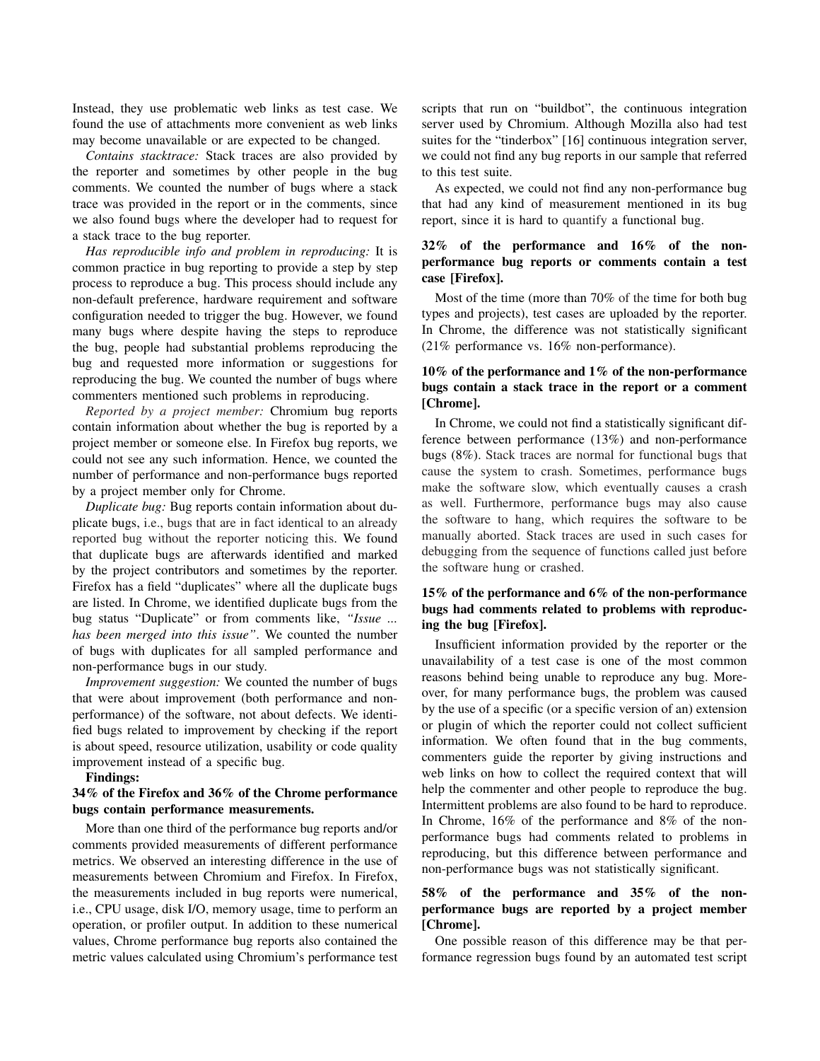Instead, they use problematic web links as test case. We found the use of attachments more convenient as web links may become unavailable or are expected to be changed.

*Contains stacktrace:* Stack traces are also provided by the reporter and sometimes by other people in the bug comments. We counted the number of bugs where a stack trace was provided in the report or in the comments, since we also found bugs where the developer had to request for a stack trace to the bug reporter.

*Has reproducible info and problem in reproducing:* It is common practice in bug reporting to provide a step by step process to reproduce a bug. This process should include any non-default preference, hardware requirement and software configuration needed to trigger the bug. However, we found many bugs where despite having the steps to reproduce the bug, people had substantial problems reproducing the bug and requested more information or suggestions for reproducing the bug. We counted the number of bugs where commenters mentioned such problems in reproducing.

*Reported by a project member:* Chromium bug reports contain information about whether the bug is reported by a project member or someone else. In Firefox bug reports, we could not see any such information. Hence, we counted the number of performance and non-performance bugs reported by a project member only for Chrome.

*Duplicate bug:* Bug reports contain information about duplicate bugs, i.e., bugs that are in fact identical to an already reported bug without the reporter noticing this. We found that duplicate bugs are afterwards identified and marked by the project contributors and sometimes by the reporter. Firefox has a field "duplicates" where all the duplicate bugs are listed. In Chrome, we identified duplicate bugs from the bug status "Duplicate" or from comments like, *"Issue ... has been merged into this issue"*. We counted the number of bugs with duplicates for all sampled performance and non-performance bugs in our study.

*Improvement suggestion:* We counted the number of bugs that were about improvement (both performance and non-performance) of the software, not about defects. We identified bugs related to improvement by checking if the report is about speed, resource utilization, usability or code quality improvement instead of a specific bug.

**Findings:**

**34% of the Firefox and 36% of the Chrome performance bugs contain performance measurements.**

More than one third of the performance bug reports and/or comments provided measurements of different performance metrics. We observed an interesting difference in the use of measurements between Chromium and Firefox. In Firefox, the measurements included in bug reports were numerical, i.e., CPU usage, disk I/O, memory usage, time to perform an operation, or profiler output. In addition to these numerical values, Chrome performance bug reports also contained the metric values calculated using Chromium's performance test scripts that run on "buildbot", the continuous integration server used by Chromium. Although Mozilla also had test suites for the "tinderbox" [16] continuous integration server, we could not find any bug reports in our sample that referred to this test suite.

As expected, we could not find any non-performance bug that had any kind of measurement mentioned in its bug report, since it is hard to quantify a functional bug.

**32% of the performance and 16% of the non-performance bug reports or comments contain a test case [Firefox].**

Most of the time (more than 70% of the time for both bug types and projects), test cases are uploaded by the reporter. In Chrome, the difference was not statistically significant (21% performance vs. 16% non-performance).

**10% of the performance and 1% of the non-performance bugs contain a stack trace in the report or a comment [Chrome].**

In Chrome, we could not find a statistically significant difference between performance (13%) and non-performance bugs (8%). Stack traces are normal for functional bugs that cause the system to crash. Sometimes, performance bugs make the software slow, which eventually causes a crash as well. Furthermore, performance bugs may also cause the software to hang, which requires the software to be manually aborted. Stack traces are used in such cases for debugging from the sequence of functions called just before the software hung or crashed.

**15% of the performance and 6% of the non-performance bugs had comments related to problems with reproducing the bug [Firefox].**

Insufficient information provided by the reporter or the unavailability of a test case is one of the most common reasons behind being unable to reproduce any bug. Moreover, for many performance bugs, the problem was caused by the use of a specific (or a specific version of an) extension or plugin of which the reporter could not collect sufficient information. We often found that in the bug comments, commenters guide the reporter by giving instructions and web links on how to collect the required context that will help the commenter and other people to reproduce the bug. Intermittent problems are also found to be hard to reproduce. In Chrome, 16% of the performance and 8% of the non-performance bugs had comments related to problems in reproducing, but this difference between performance and non-performance bugs was not statistically significant.

**58% of the performance and 35% of the non-performance bugs are reported by a project member [Chrome].**

One possible reason of this difference may be that performance regression bugs found by an automated test script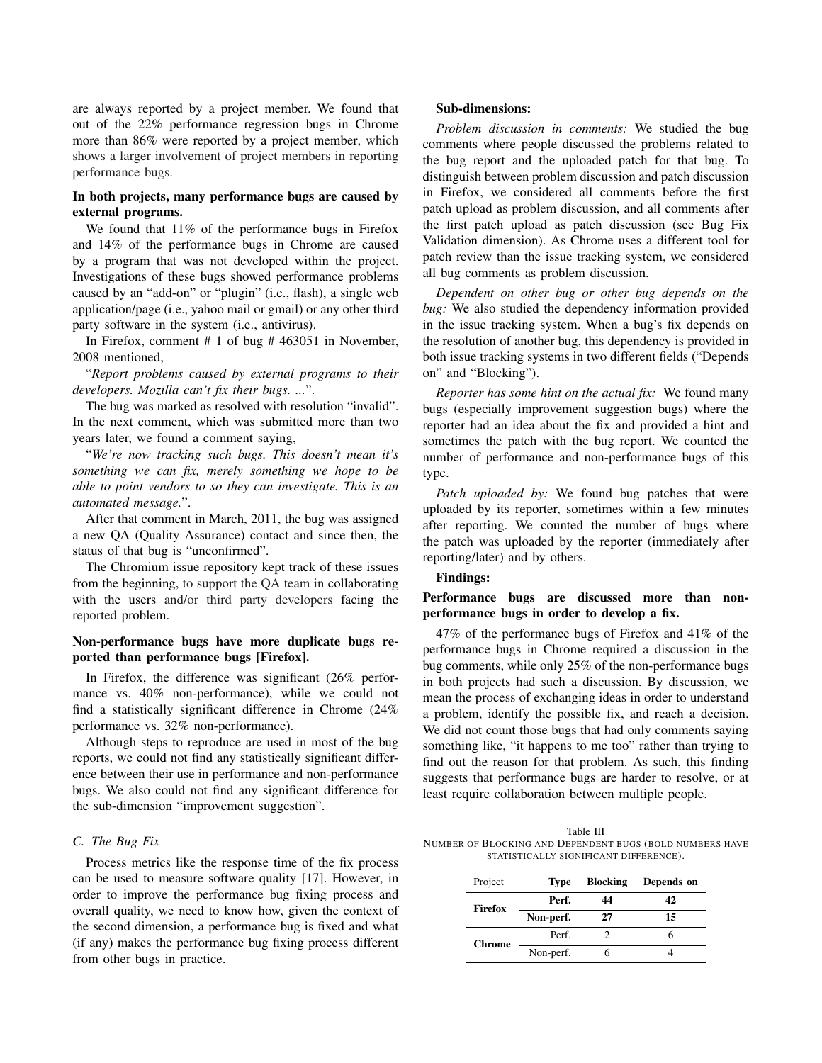are always reported by a project member. We found that out of the 22% performance regression bugs in Chrome more than 86% were reported by a project member, which shows a larger involvement of project members in reporting performance bugs.

**In both projects, many performance bugs are caused by external programs.**

We found that 11% of the performance bugs in Firefox and 14% of the performance bugs in Chrome are caused by a program that was not developed within the project. Investigations of these bugs showed performance problems caused by an "add-on" or "plugin" (i.e., flash), a single web application/page (i.e., yahoo mail or gmail) or any other third party software in the system (i.e., antivirus).

In Firefox, comment # 1 of bug # 463051 in November, 2008 mentioned,

"*Report problems caused by external programs to their developers. Mozilla can't fix their bugs. ...*".

The bug was marked as resolved with resolution "invalid". In the next comment, which was submitted more than two years later, we found a comment saying,

"*We're now tracking such bugs. This doesn't mean it's something we can fix, merely something we hope to be able to point vendors to so they can investigate. This is an automated message.*".

After that comment in March, 2011, the bug was assigned a new QA (Quality Assurance) contact and since then, the status of that bug is "unconfirmed".

The Chromium issue repository kept track of these issues from the beginning, to support the QA team in collaborating with the users and/or third party developers facing the reported problem.

**Non-performance bugs have more duplicate bugs reported than performance bugs [Firefox].**

In Firefox, the difference was significant (26% performance vs. 40% non-performance), while we could not find a statistically significant difference in Chrome (24% performance vs. 32% non-performance).

Although steps to reproduce are used in most of the bug reports, we could not find any statistically significant difference between their use in performance and non-performance bugs. We also could not find any significant difference for the sub-dimension "improvement suggestion".

### C. The Bug Fix

Process metrics like the response time of the fix process can be used to measure software quality [17]. However, in order to improve the performance bug fixing process and overall quality, we need to know how, given the context of the second dimension, a performance bug is fixed and what (if any) makes the performance bug fixing process different from other bugs in practice.

**Sub-dimensions:**

*Problem discussion in comments:* We studied the bug comments where people discussed the problems related to the bug report and the uploaded patch for that bug. To distinguish between problem discussion and patch discussion in Firefox, we considered all comments before the first patch upload as problem discussion, and all comments after the first patch upload as patch discussion (see Bug Fix Validation dimension). As Chrome uses a different tool for patch review than the issue tracking system, we considered all bug comments as problem discussion.

*Dependent on other bug or other bug depends on the bug:* We also studied the dependency information provided in the issue tracking system. When a bug's fix depends on the resolution of another bug, this dependency is provided in both issue tracking systems in two different fields ("Depends on" and "Blocking").

*Reporter has some hint on the actual fix:* We found many bugs (especially improvement suggestion bugs) where the reporter had an idea about the fix and provided a hint and sometimes the patch with the bug report. We counted the number of performance and non-performance bugs of this type.

*Patch uploaded by:* We found bug patches that were uploaded by its reporter, sometimes within a few minutes after reporting. We counted the number of bugs where the patch was uploaded by the reporter (immediately after reporting/later) and by others.

**Findings:**

**Performance bugs are discussed more than non-performance bugs in order to develop a fix.**

47% of the performance bugs of Firefox and 41% of the performance bugs in Chrome required a discussion in the bug comments, while only 25% of the non-performance bugs in both projects had such a discussion. By discussion, we mean the process of exchanging ideas in order to understand a problem, identify the possible fix, and reach a decision. We did not count those bugs that had only comments saying something like, "it happens to me too" rather than trying to find out the reason for that problem. As such, this finding suggests that performance bugs are harder to resolve, or at least require collaboration between multiple people.

Table III
NUMBER OF BLOCKING AND DEPENDENT BUGS (BOLD NUMBERS HAVE STATISTICALLY SIGNIFICANT DIFFERENCE).

| Project | Type | Blocking | Depends on |
|---|---|---|---|
| **Firefox** | **Perf.** | **44** | **42** |
| | **Non-perf.** | **27** | **15** |
| **Chrome** | Perf. | 2 | 6 |
| | Non-perf. | 6 | 4 |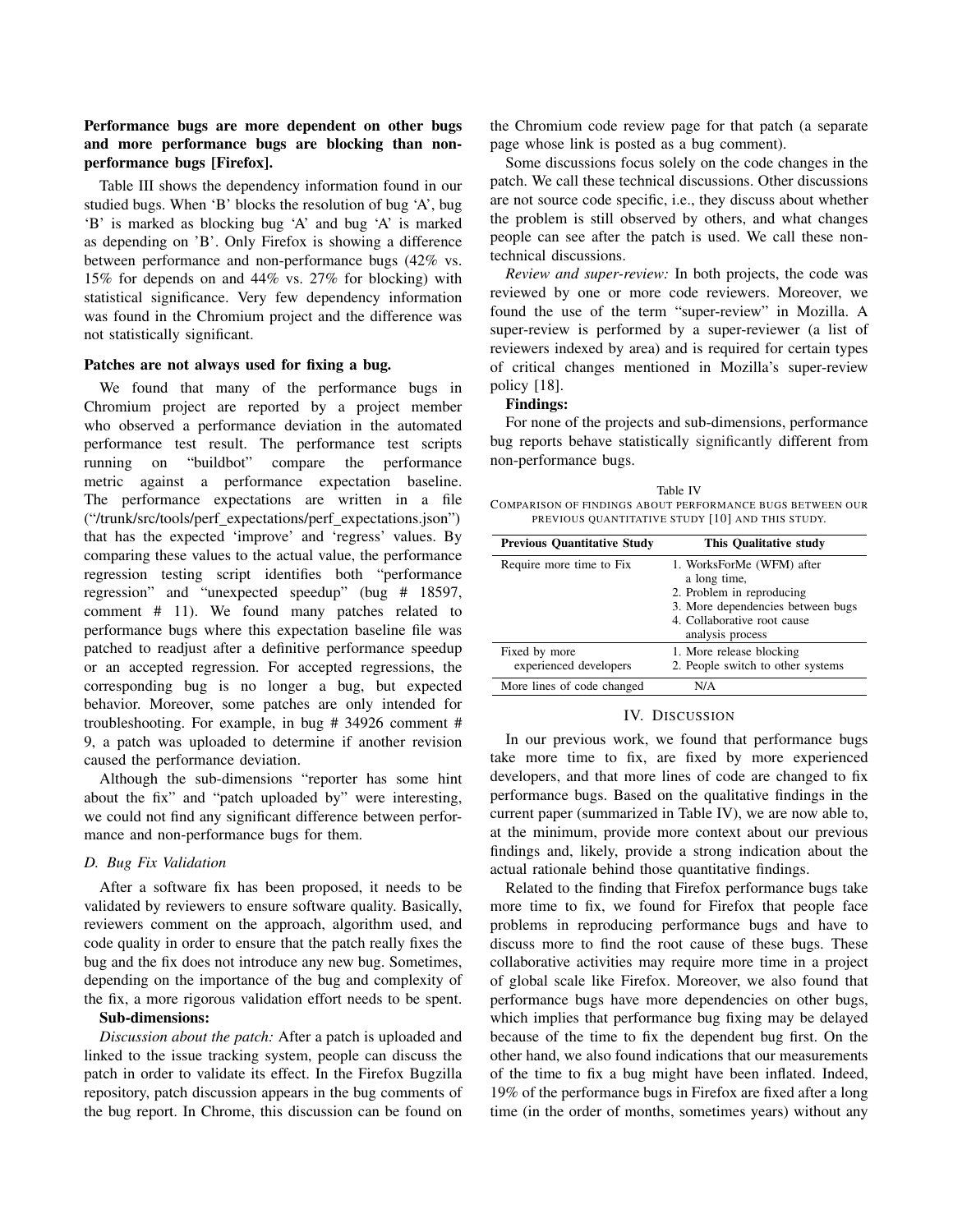**Performance bugs are more dependent on other bugs and more performance bugs are blocking than non-performance bugs [Firefox].**

Table III shows the dependency information found in our studied bugs. When 'B' blocks the resolution of bug 'A', bug 'B' is marked as blocking bug 'A' and bug 'A' is marked as depending on 'B'. Only Firefox is showing a difference between performance and non-performance bugs (42% vs. 15% for depends on and 44% vs. 27% for blocking) with statistical significance. Very few dependency information was found in the Chromium project and the difference was not statistically significant.

**Patches are not always used for fixing a bug.**

We found that many of the performance bugs in Chromium project are reported by a project member who observed a performance deviation in the automated performance test result. The performance test scripts running on "buildbot" compare the performance metric against a performance expectation baseline. The performance expectations are written in a file ("/trunk/src/tools/perf_expectations/perf_expectations.json") that has the expected 'improve' and 'regress' values. By comparing these values to the actual value, the performance regression testing script identifies both "performance regression" and "unexpected speedup" (bug # 18597, comment # 11). We found many patches related to performance bugs where this expectation baseline file was patched to readjust after a definitive performance speedup or an accepted regression. For accepted regressions, the corresponding bug is no longer a bug, but expected behavior. Moreover, some patches are only intended for troubleshooting. For example, in bug # 34926 comment # 9, a patch was uploaded to determine if another revision caused the performance deviation.

Although the sub-dimensions "reporter has some hint about the fix" and "patch uploaded by" were interesting, we could not find any significant difference between performance and non-performance bugs for them.

### D. Bug Fix Validation

After a software fix has been proposed, it needs to be validated by reviewers to ensure software quality. Basically, reviewers comment on the approach, algorithm used, and code quality in order to ensure that the patch really fixes the bug and the fix does not introduce any new bug. Sometimes, depending on the importance of the bug and complexity of the fix, a more rigorous validation effort needs to be spent.

**Sub-dimensions:**

*Discussion about the patch:* After a patch is uploaded and linked to the issue tracking system, people can discuss the patch in order to validate its effect. In the Firefox Bugzilla repository, patch discussion appears in the bug comments of the bug report. In Chrome, this discussion can be found on the Chromium code review page for that patch (a separate page whose link is posted as a bug comment).

Some discussions focus solely on the code changes in the patch. We call these technical discussions. Other discussions are not source code specific, i.e., they discuss about whether the problem is still observed by others, and what changes people can see after the patch is used. We call these non-technical discussions.

*Review and super-review:* In both projects, the code was reviewed by one or more code reviewers. Moreover, we found the use of the term "super-review" in Mozilla. A super-review is performed by a super-reviewer (a list of reviewers indexed by area) and is required for certain types of critical changes mentioned in Mozilla's super-review policy [18].

**Findings:**

For none of the projects and sub-dimensions, performance bug reports behave statistically significantly different from non-performance bugs.

Table IV
COMPARISON OF FINDINGS ABOUT PERFORMANCE BUGS BETWEEN OUR PREVIOUS QUANTITATIVE STUDY [10] AND THIS STUDY.

| Previous Quantitative Study | This Qualitative study |
|---|---|
| Require more time to Fix | 1. WorksForMe (WFM) after a long time,<br>2. Problem in reproducing<br>3. More dependencies between bugs<br>4. Collaborative root cause analysis process |
| Fixed by more experienced developers | 1. More release blocking<br>2. People switch to other systems |
| More lines of code changed | N/A |

## IV. DISCUSSION

In our previous work, we found that performance bugs take more time to fix, are fixed by more experienced developers, and that more lines of code are changed to fix performance bugs. Based on the qualitative findings in the current paper (summarized in Table IV), we are now able to, at the minimum, provide more context about our previous findings and, likely, provide a strong indication about the actual rationale behind those quantitative findings.

Related to the finding that Firefox performance bugs take more time to fix, we found for Firefox that people face problems in reproducing performance bugs and have to discuss more to find the root cause of these bugs. These collaborative activities may require more time in a project of global scale like Firefox. Moreover, we also found that performance bugs have more dependencies on other bugs, which implies that performance bug fixing may be delayed because of the time to fix the dependent bug first. On the other hand, we also found indications that our measurements of the time to fix a bug might have been inflated. Indeed, 19% of the performance bugs in Firefox are fixed after a long time (in the order of months, sometimes years) without any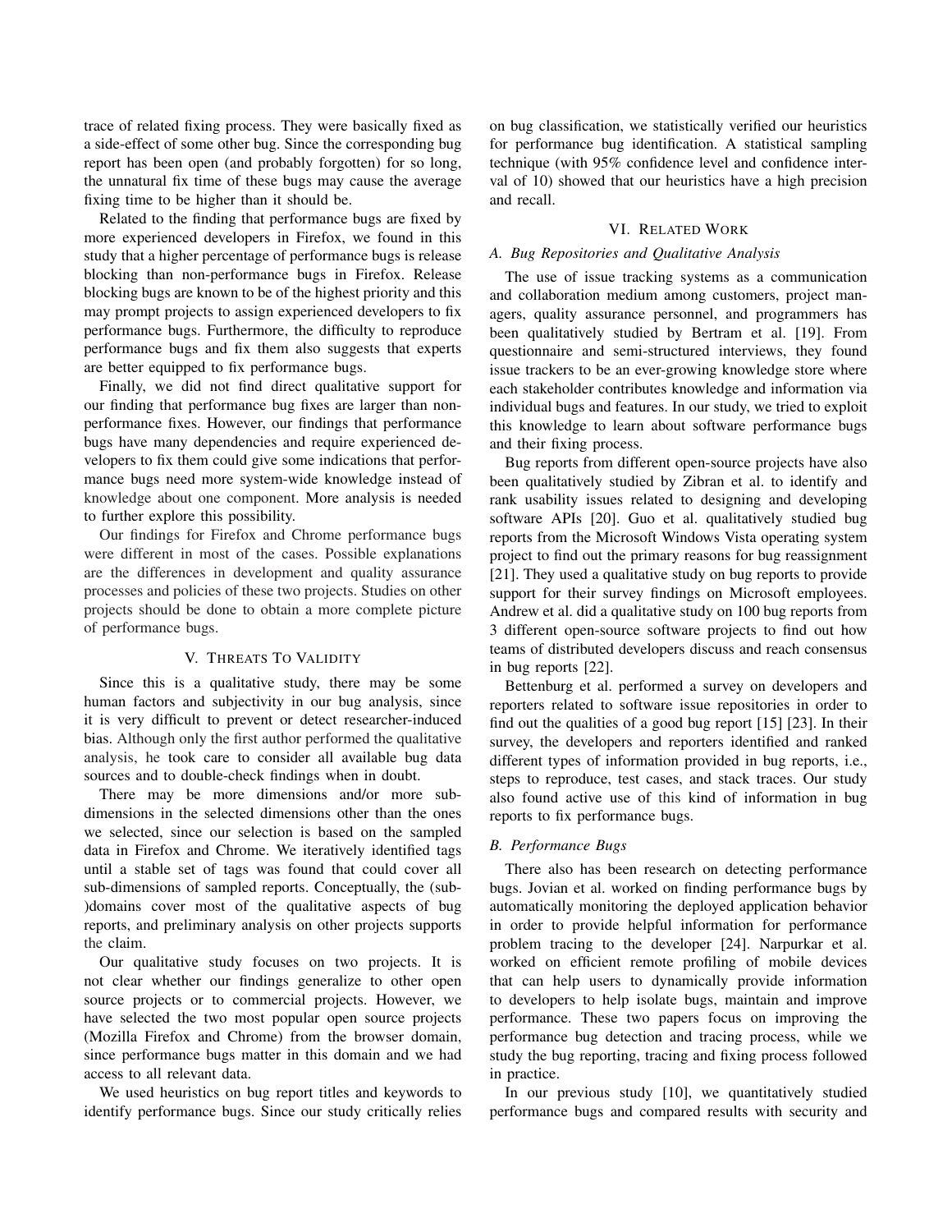trace of related fixing process. They were basically fixed as a side-effect of some other bug. Since the corresponding bug report has been open (and probably forgotten) for so long, the unnatural fix time of these bugs may cause the average fixing time to be higher than it should be.

Related to the finding that performance bugs are fixed by more experienced developers in Firefox, we found in this study that a higher percentage of performance bugs is release blocking than non-performance bugs in Firefox. Release blocking bugs are known to be of the highest priority and this may prompt projects to assign experienced developers to fix performance bugs. Furthermore, the difficulty to reproduce performance bugs and fix them also suggests that experts are better equipped to fix performance bugs.

Finally, we did not find direct qualitative support for our finding that performance bug fixes are larger than non-performance fixes. However, our findings that performance bugs have many dependencies and require experienced developers to fix them could give some indications that performance bugs need more system-wide knowledge instead of knowledge about one component. More analysis is needed to further explore this possibility.

Our findings for Firefox and Chrome performance bugs were different in most of the cases. Possible explanations are the differences in development and quality assurance processes and policies of these two projects. Studies on other projects should be done to obtain a more complete picture of performance bugs.

## V. Threats To Validity

Since this is a qualitative study, there may be some human factors and subjectivity in our bug analysis, since it is very difficult to prevent or detect researcher-induced bias. Although only the first author performed the qualitative analysis, he took care to consider all available bug data sources and to double-check findings when in doubt.

There may be more dimensions and/or more sub-dimensions in the selected dimensions other than the ones we selected, since our selection is based on the sampled data in Firefox and Chrome. We iteratively identified tags until a stable set of tags was found that could cover all sub-dimensions of sampled reports. Conceptually, the (sub-)domains cover most of the qualitative aspects of bug reports, and preliminary analysis on other projects supports the claim.

Our qualitative study focuses on two projects. It is not clear whether our findings generalize to other open source projects or to commercial projects. However, we have selected the two most popular open source projects (Mozilla Firefox and Chrome) from the browser domain, since performance bugs matter in this domain and we had access to all relevant data.

We used heuristics on bug report titles and keywords to identify performance bugs. Since our study critically relies on bug classification, we statistically verified our heuristics for performance bug identification. A statistical sampling technique (with 95% confidence level and confidence interval of 10) showed that our heuristics have a high precision and recall.

## VI. Related Work

### A. Bug Repositories and Qualitative Analysis

The use of issue tracking systems as a communication and collaboration medium among customers, project managers, quality assurance personnel, and programmers has been qualitatively studied by Bertram et al. [19]. From questionnaire and semi-structured interviews, they found issue trackers to be an ever-growing knowledge store where each stakeholder contributes knowledge and information via individual bugs and features. In our study, we tried to exploit this knowledge to learn about software performance bugs and their fixing process.

Bug reports from different open-source projects have also been qualitatively studied by Zibran et al. to identify and rank usability issues related to designing and developing software APIs [20]. Guo et al. qualitatively studied bug reports from the Microsoft Windows Vista operating system project to find out the primary reasons for bug reassignment [21]. They used a qualitative study on bug reports to provide support for their survey findings on Microsoft employees. Andrew et al. did a qualitative study on 100 bug reports from 3 different open-source software projects to find out how teams of distributed developers discuss and reach consensus in bug reports [22].

Bettenburg et al. performed a survey on developers and reporters related to software issue repositories in order to find out the qualities of a good bug report [15] [23]. In their survey, the developers and reporters identified and ranked different types of information provided in bug reports, i.e., steps to reproduce, test cases, and stack traces. Our study also found active use of this kind of information in bug reports to fix performance bugs.

### B. Performance Bugs

There also has been research on detecting performance bugs. Jovian et al. worked on finding performance bugs by automatically monitoring the deployed application behavior in order to provide helpful information for performance problem tracing to the developer [24]. Narpurkar et al. worked on efficient remote profiling of mobile devices that can help users to dynamically provide information to developers to help isolate bugs, maintain and improve performance. These two papers focus on improving the performance bug detection and tracing process, while we study the bug reporting, tracing and fixing process followed in practice.

In our previous study [10], we quantitatively studied performance bugs and compared results with security and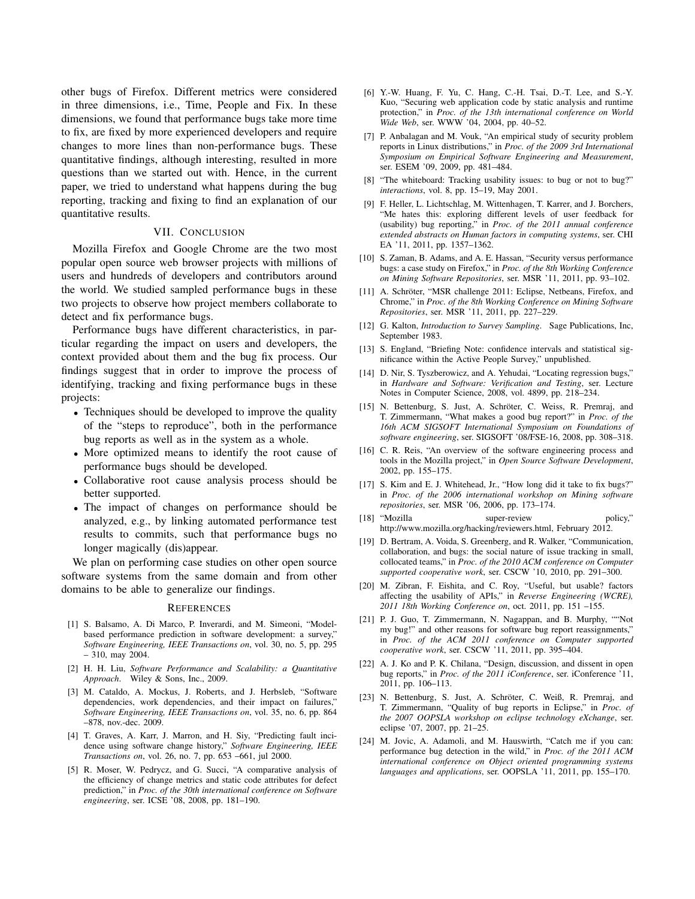other bugs of Firefox. Different metrics were considered in three dimensions, i.e., Time, People and Fix. In these dimensions, we found that performance bugs take more time to fix, are fixed by more experienced developers and require changes to more lines than non-performance bugs. These quantitative findings, although interesting, resulted in more questions than we started out with. Hence, in the current paper, we tried to understand what happens during the bug reporting, tracking and fixing to find an explanation of our quantitative results.

## VII. Conclusion

Mozilla Firefox and Google Chrome are the two most popular open source web browser projects with millions of users and hundreds of developers and contributors around the world. We studied sampled performance bugs in these two projects to observe how project members collaborate to detect and fix performance bugs.

Performance bugs have different characteristics, in particular regarding the impact on users and developers, the context provided about them and the bug fix process. Our findings suggest that in order to improve the process of identifying, tracking and fixing performance bugs in these projects:

- Techniques should be developed to improve the quality of the "steps to reproduce", both in the performance bug reports as well as in the system as a whole.
- More optimized means to identify the root cause of performance bugs should be developed.
- Collaborative root cause analysis process should be better supported.
- The impact of changes on performance should be analyzed, e.g., by linking automated performance test results to commits, such that performance bugs no longer magically (dis)appear.

We plan on performing case studies on other open source software systems from the same domain and from other domains to be able to generalize our findings.

## References

[1] S. Balsamo, A. Di Marco, P. Inverardi, and M. Simeoni, "Model-based performance prediction in software development: a survey," *Software Engineering, IEEE Transactions on*, vol. 30, no. 5, pp. 295 – 310, may 2004.

[2] H. H. Liu, *Software Performance and Scalability: a Quantitative Approach*. Wiley & Sons, Inc., 2009.

[3] M. Cataldo, A. Mockus, J. Roberts, and J. Herbsleb, "Software dependencies, work dependencies, and their impact on failures," *Software Engineering, IEEE Transactions on*, vol. 35, no. 6, pp. 864 –878, nov.-dec. 2009.

[4] T. Graves, A. Karr, J. Marron, and H. Siy, "Predicting fault incidence using software change history," *Software Engineering, IEEE Transactions on*, vol. 26, no. 7, pp. 653 –661, jul 2000.

[5] R. Moser, W. Pedrycz, and G. Succi, "A comparative analysis of the efficiency of change metrics and static code attributes for defect prediction," in *Proc. of the 30th international conference on Software engineering*, ser. ICSE '08, 2008, pp. 181–190.

[6] Y.-W. Huang, F. Yu, C. Hang, C.-H. Tsai, D.-T. Lee, and S.-Y. Kuo, "Securing web application code by static analysis and runtime protection," in *Proc. of the 13th international conference on World Wide Web*, ser. WWW '04, 2004, pp. 40–52.

[7] P. Anbalagan and M. Vouk, "An empirical study of security problem reports in Linux distributions," in *Proc. of the 2009 3rd International Symposium on Empirical Software Engineering and Measurement*, ser. ESEM '09, 2009, pp. 481–484.

[8] "The whiteboard: Tracking usability issues: to bug or not to bug?" *interactions*, vol. 8, pp. 15–19, May 2001.

[9] F. Heller, L. Lichtschlag, M. Wittenhagen, T. Karrer, and J. Borchers, "Me hates this: exploring different levels of user feedback for (usability) bug reporting," in *Proc. of the 2011 annual conference extended abstracts on Human factors in computing systems*, ser. CHI EA '11, 2011, pp. 1357–1362.

[10] S. Zaman, B. Adams, and A. E. Hassan, "Security versus performance bugs: a case study on Firefox," in *Proc. of the 8th Working Conference on Mining Software Repositories*, ser. MSR '11, 2011, pp. 93–102.

[11] A. Schröter, "MSR challenge 2011: Eclipse, Netbeans, Firefox, and Chrome," in *Proc. of the 8th Working Conference on Mining Software Repositories*, ser. MSR '11, 2011, pp. 227–229.

[12] G. Kalton, *Introduction to Survey Sampling*. Sage Publications, Inc, September 1983.

[13] S. England, "Briefing Note: confidence intervals and statistical significance within the Active People Survey," unpublished.

[14] D. Nir, S. Tyszberowicz, and A. Yehudai, "Locating regression bugs," in *Hardware and Software: Verification and Testing*, ser. Lecture Notes in Computer Science, 2008, vol. 4899, pp. 218–234.

[15] N. Bettenburg, S. Just, A. Schröter, C. Weiss, R. Premraj, and T. Zimmermann, "What makes a good bug report?" in *Proc. of the 16th ACM SIGSOFT International Symposium on Foundations of software engineering*, ser. SIGSOFT '08/FSE-16, 2008, pp. 308–318.

[16] C. R. Reis, "An overview of the software engineering process and tools in the Mozilla project," in *Open Source Software Development*, 2002, pp. 155–175.

[17] S. Kim and E. J. Whitehead, Jr., "How long did it take to fix bugs?" in *Proc. of the 2006 international workshop on Mining software repositories*, ser. MSR '06, 2006, pp. 173–174.

[18] "Mozilla super-review policy," http://www.mozilla.org/hacking/reviewers.html, February 2012.

[19] D. Bertram, A. Voida, S. Greenberg, and R. Walker, "Communication, collaboration, and bugs: the social nature of issue tracking in small, collocated teams," in *Proc. of the 2010 ACM conference on Computer supported cooperative work*, ser. CSCW '10, 2010, pp. 291–300.

[20] M. Zibran, F. Eishita, and C. Roy, "Useful, but usable? factors affecting the usability of APIs," in *Reverse Engineering (WCRE), 2011 18th Working Conference on*, oct. 2011, pp. 151 –155.

[21] P. J. Guo, T. Zimmermann, N. Nagappan, and B. Murphy, ""Not my bug!" and other reasons for software bug report reassignments," in *Proc. of the ACM 2011 conference on Computer supported cooperative work*, ser. CSCW '11, 2011, pp. 395–404.

[22] A. J. Ko and P. K. Chilana, "Design, discussion, and dissent in open bug reports," in *Proc. of the 2011 iConference*, ser. iConference '11, 2011, pp. 106–113.

[23] N. Bettenburg, S. Just, A. Schröter, C. Weiß, R. Premraj, and T. Zimmermann, "Quality of bug reports in Eclipse," in *Proc. of the 2007 OOPSLA workshop on eclipse technology eXchange*, ser. eclipse '07, 2007, pp. 21–25.

[24] M. Jovic, A. Adamoli, and M. Hauswirth, "Catch me if you can: performance bug detection in the wild," in *Proc. of the 2011 ACM international conference on Object oriented programming systems languages and applications*, ser. OOPSLA '11, 2011, pp. 155–170.